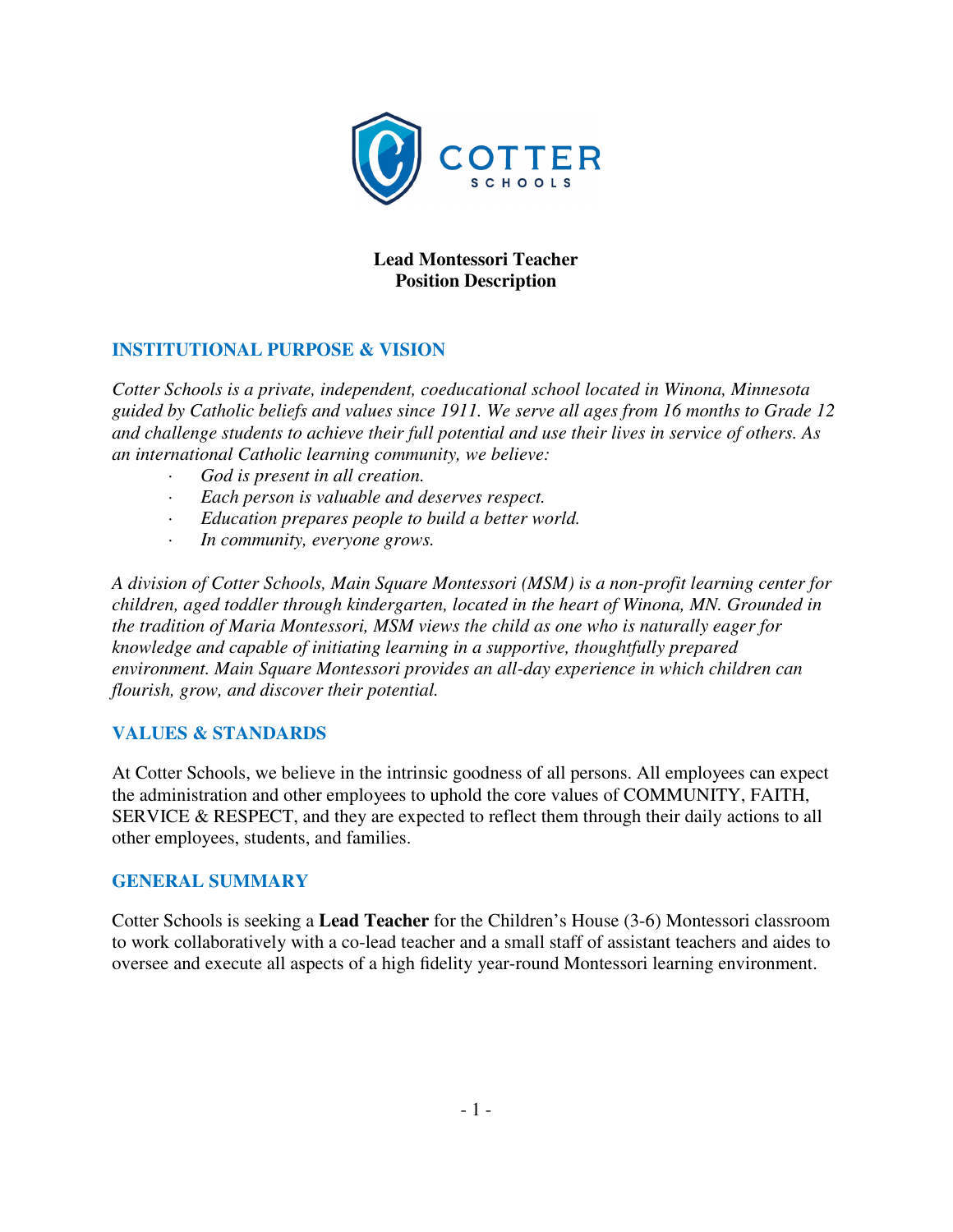**Lead Montessori Teacher**
**Position Description**

## INSTITUTIONAL PURPOSE & VISION

*Cotter Schools is a private, independent, coeducational school located in Winona, Minnesota guided by Catholic beliefs and values since 1911. We serve all ages from 16 months to Grade 12 and challenge students to achieve their full potential and use their lives in service of others. As an international Catholic learning community, we believe:*

- *God is present in all creation.*
- *Each person is valuable and deserves respect.*
- *Education prepares people to build a better world.*
- *In community, everyone grows.*

*A division of Cotter Schools, Main Square Montessori (MSM) is a non-profit learning center for children, aged toddler through kindergarten, located in the heart of Winona, MN. Grounded in the tradition of Maria Montessori, MSM views the child as one who is naturally eager for knowledge and capable of initiating learning in a supportive, thoughtfully prepared environment. Main Square Montessori provides an all-day experience in which children can flourish, grow, and discover their potential.*

## VALUES & STANDARDS

At Cotter Schools, we believe in the intrinsic goodness of all persons. All employees can expect the administration and other employees to uphold the core values of COMMUNITY, FAITH, SERVICE & RESPECT, and they are expected to reflect them through their daily actions to all other employees, students, and families.

## GENERAL SUMMARY

Cotter Schools is seeking a **Lead Teacher** for the Children's House (3-6) Montessori classroom to work collaboratively with a co-lead teacher and a small staff of assistant teachers and aides to oversee and execute all aspects of a high fidelity year-round Montessori learning environment.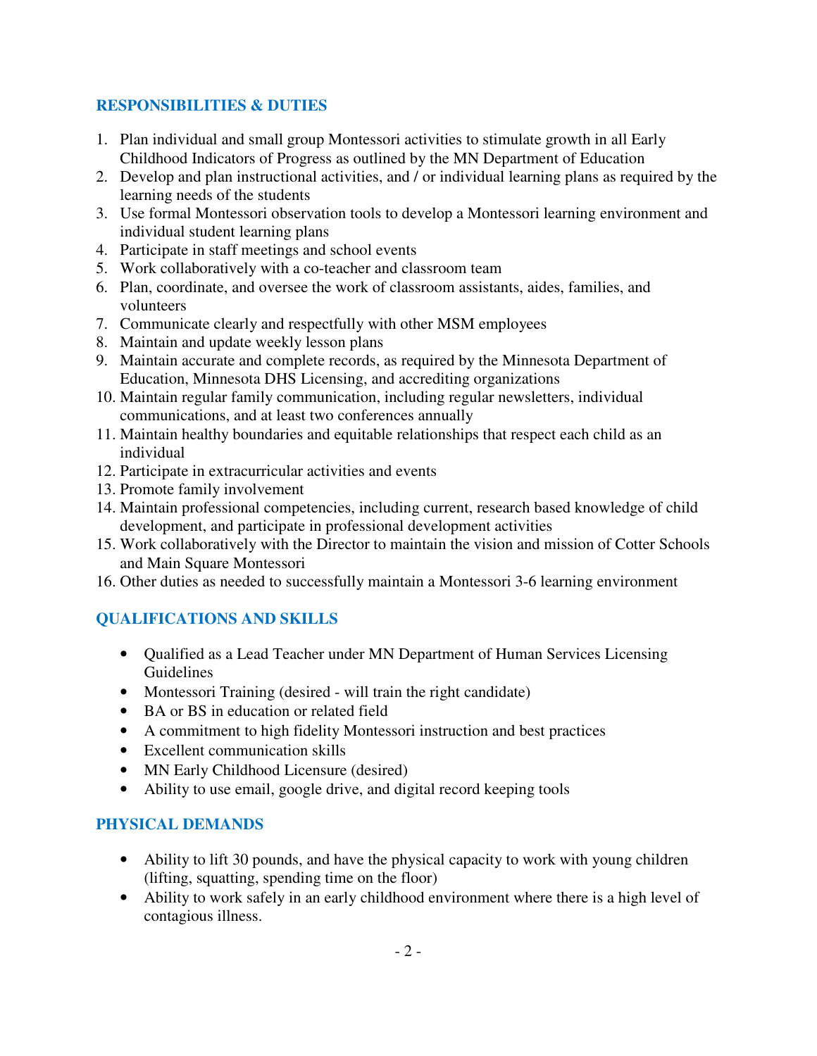## RESPONSIBILITIES & DUTIES

1. Plan individual and small group Montessori activities to stimulate growth in all Early Childhood Indicators of Progress as outlined by the MN Department of Education
2. Develop and plan instructional activities, and / or individual learning plans as required by the learning needs of the students
3. Use formal Montessori observation tools to develop a Montessori learning environment and individual student learning plans
4. Participate in staff meetings and school events
5. Work collaboratively with a co-teacher and classroom team
6. Plan, coordinate, and oversee the work of classroom assistants, aides, families, and volunteers
7. Communicate clearly and respectfully with other MSM employees
8. Maintain and update weekly lesson plans
9. Maintain accurate and complete records, as required by the Minnesota Department of Education, Minnesota DHS Licensing, and accrediting organizations
10. Maintain regular family communication, including regular newsletters, individual communications, and at least two conferences annually
11. Maintain healthy boundaries and equitable relationships that respect each child as an individual
12. Participate in extracurricular activities and events
13. Promote family involvement
14. Maintain professional competencies, including current, research based knowledge of child development, and participate in professional development activities
15. Work collaboratively with the Director to maintain the vision and mission of Cotter Schools and Main Square Montessori
16. Other duties as needed to successfully maintain a Montessori 3-6 learning environment

## QUALIFICATIONS AND SKILLS

- Qualified as a Lead Teacher under MN Department of Human Services Licensing Guidelines
- Montessori Training (desired - will train the right candidate)
- BA or BS in education or related field
- A commitment to high fidelity Montessori instruction and best practices
- Excellent communication skills
- MN Early Childhood Licensure (desired)
- Ability to use email, google drive, and digital record keeping tools

## PHYSICAL DEMANDS

- Ability to lift 30 pounds, and have the physical capacity to work with young children (lifting, squatting, spending time on the floor)
- Ability to work safely in an early childhood environment where there is a high level of contagious illness.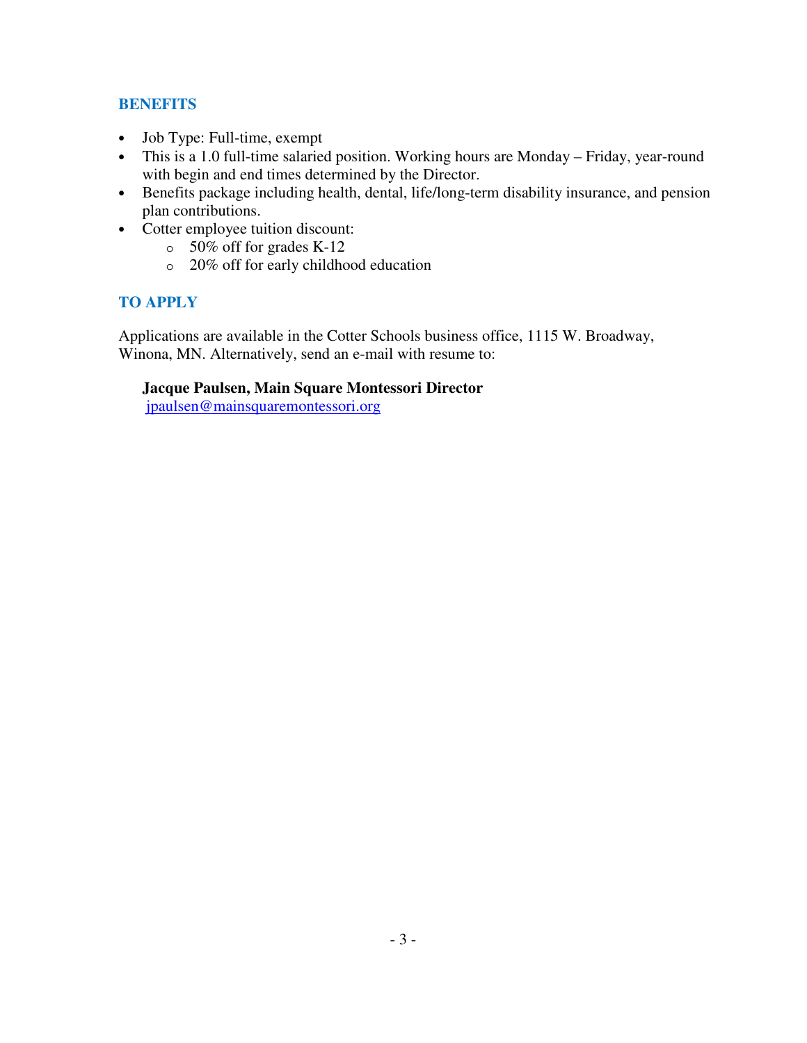## BENEFITS

- Job Type: Full-time, exempt
- This is a 1.0 full-time salaried position. Working hours are Monday – Friday, year-round with begin and end times determined by the Director.
- Benefits package including health, dental, life/long-term disability insurance, and pension plan contributions.
- Cotter employee tuition discount:
  - 50% off for grades K-12
  - 20% off for early childhood education

## TO APPLY

Applications are available in the Cotter Schools business office, 1115 W. Broadway, Winona, MN. Alternatively, send an e-mail with resume to:

**Jacque Paulsen, Main Square Montessori Director**
jpaulsen@mainsquaremontessori.org